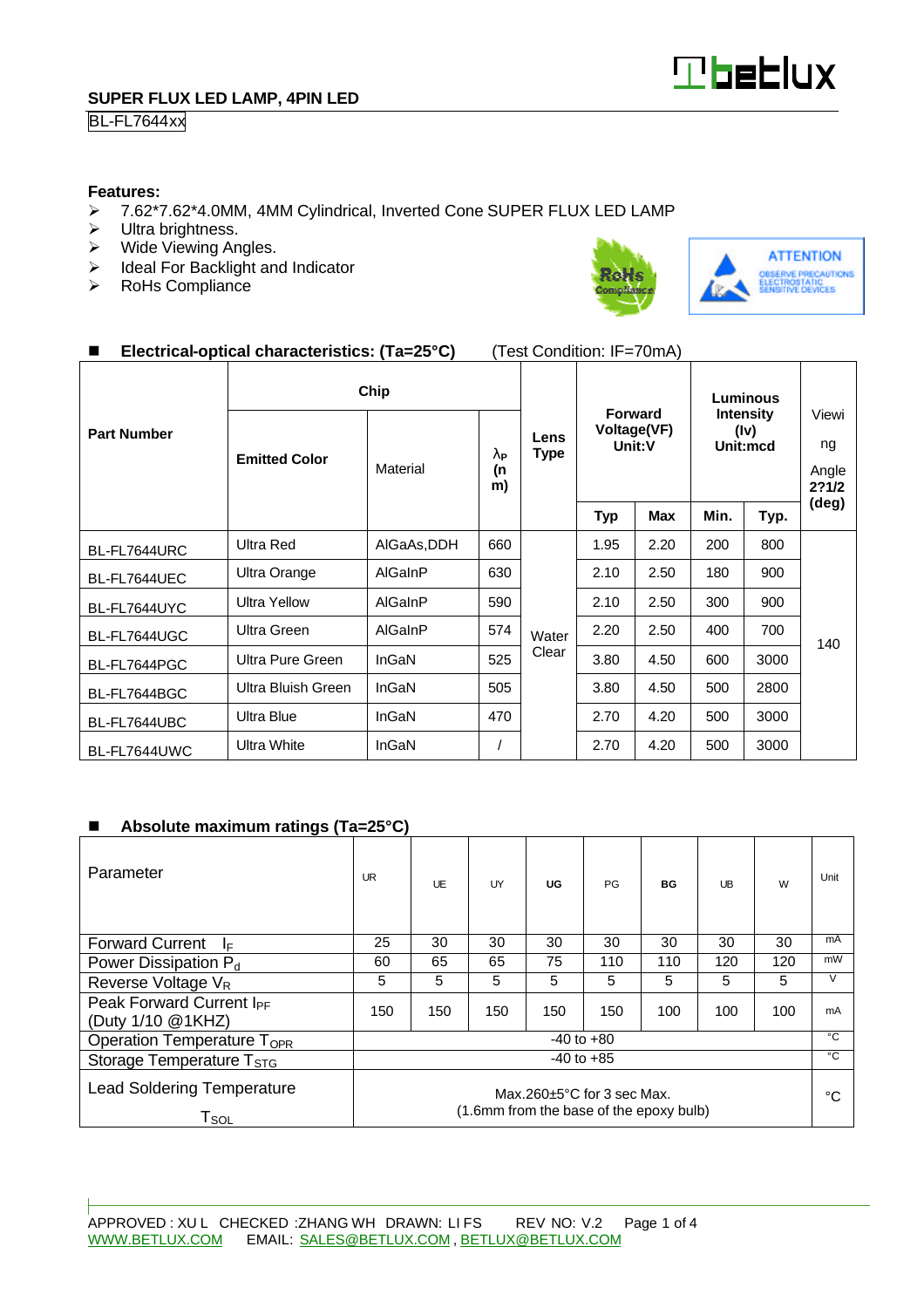**SUPER FLUX LED LAMP, 4PIN LED**

BL-FL7644xx

**Features:**

- 7.62*7.62*4.0MM, 4MM Cylindrical, Inverted Cone SUPER FLUX LED LAMP
- Ultra brightness.
- Wide Viewing Angles.
- Ideal For Backlight and Indicator
- RoHs Compliance

## Electrical-optical characteristics: (Ta=25°C) (Test Condition: IF=70mA)

| Part Number | Chip | | | Lens Type | Forward Voltage(VF) Unit:V | | Luminous Intensity (Iv) Unit:mcd | | Viewing Angle 2?1/2 (deg) |
|---|---|---|---|---|---|---|---|---|---|
| | Emitted Color | Material | $\lambda_P$ (nm) | | Typ | Max | Min. | Typ. | |
| BL-FL7644URC | Ultra Red | AlGaAs,DDH | 660 | Water Clear | 1.95 | 2.20 | 200 | 800 | 140 |
| BL-FL7644UEC | Ultra Orange | AlGaInP | 630 | | 2.10 | 2.50 | 180 | 900 | |
| BL-FL7644UYC | Ultra Yellow | AlGaInP | 590 | | 2.10 | 2.50 | 300 | 900 | |
| BL-FL7644UGC | Ultra Green | AlGaInP | 574 | | 2.20 | 2.50 | 400 | 700 | |
| BL-FL7644PGC | Ultra Pure Green | InGaN | 525 | | 3.80 | 4.50 | 600 | 3000 | |
| BL-FL7644BGC | Ultra Bluish Green | InGaN | 505 | | 3.80 | 4.50 | 500 | 2800 | |
| BL-FL7644UBC | Ultra Blue | InGaN | 470 | | 2.70 | 4.20 | 500 | 3000 | |
| BL-FL7644UWC | Ultra White | InGaN | / | | 2.70 | 4.20 | 500 | 3000 | |

## Absolute maximum ratings (Ta=25°C)

| Parameter | UR | UE | UY | UG | PG | BG | UB | W | Unit |
|---|---|---|---|---|---|---|---|---|---|
| Forward Current $I_F$ | 25 | 30 | 30 | 30 | 30 | 30 | 30 | 30 | mA |
| Power Dissipation $P_d$ | 60 | 65 | 65 | 75 | 110 | 110 | 120 | 120 | mW |
| Reverse Voltage $V_R$ | 5 | 5 | 5 | 5 | 5 | 5 | 5 | 5 | V |
| Peak Forward Current $I_{PF}$ (Duty 1/10 @1KHZ) | 150 | 150 | 150 | 150 | 150 | 100 | 100 | 100 | mA |
| Operation Temperature $T_{OPR}$ | -40 to +80 | | | | | | | | °C |
| Storage Temperature $T_{STG}$ | -40 to +85 | | | | | | | | °C |
| Lead Soldering Temperature $T_{SOL}$ | Max.260±5°C for 3 sec Max. (1.6mm from the base of the epoxy bulb) | | | | | | | | °C |

APPROVED : XU L CHECKED :ZHANG WH DRAWN: LI FS REV NO: V.2

WWW.BETLUX.COM EMAIL: SALES@BETLUX.COM , BETLUX@BETLUX.COM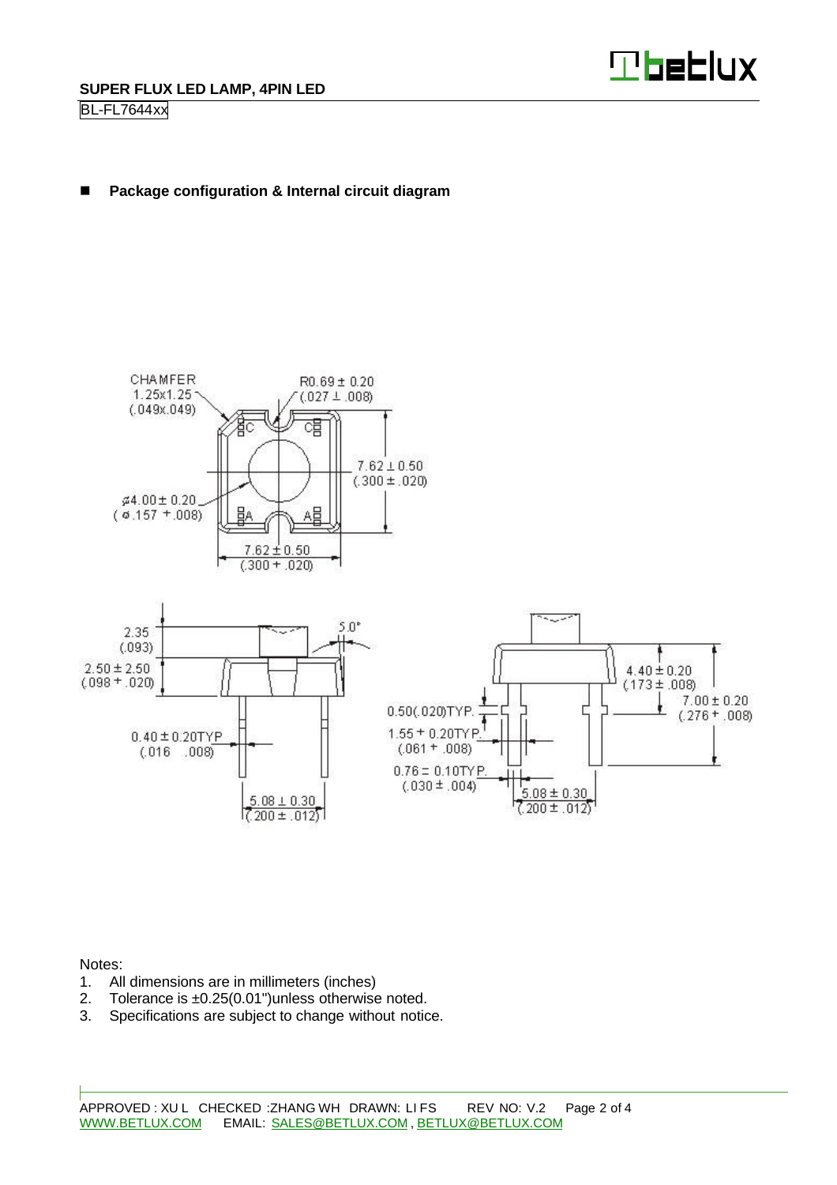## Package configuration & Internal circuit diagram

Notes:

1. All dimensions are in millimeters (inches)
2. Tolerance is ±0.25(0.01")unless otherwise noted.
3. Specifications are subject to change without notice.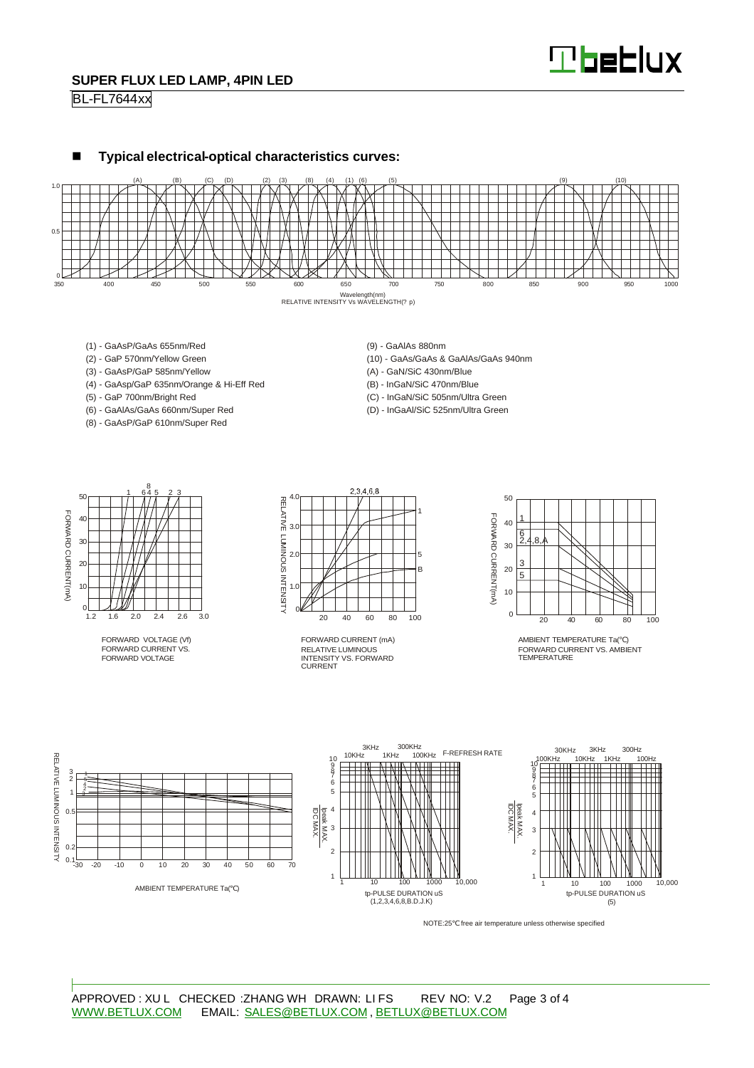## SUPER FLUX LED LAMP, 4PIN LED

BL-FL7644xx

### ■ Typical electrical-optical characteristics curves:

Wavelength(nm)
RELATIVE INTENSITY Vs WAVELENGTH(? p)

- (1) - GaAsP/GaAs 655nm/Red
- (2) - GaP 570nm/Yellow Green
- (3) - GaAsP/GaP 585nm/Yellow
- (4) - GaAsp/GaP 635nm/Orange & Hi-Eff Red
- (5) - GaP 700nm/Bright Red
- (6) - GaAlAs/GaAs 660nm/Super Red
- (8) - GaAsP/GaP 610nm/Super Red
- (9) - GaAlAs 880nm
- (10) - GaAs/GaAs & GaAlAs/GaAs 940nm
- (A) - GaN/SiC 430nm/Blue
- (B) - InGaN/SiC 470nm/Blue
- (C) - InGaN/SiC 505nm/Ultra Green
- (D) - InGaAl/SiC 525nm/Ultra Green

FORWARD VOLTAGE (Vf)
FORWARD CURRENT VS. FORWARD VOLTAGE

FORWARD CURRENT (mA)
RELATIVE LUMINOUS INTENSITY VS. FORWARD CURRENT

AMBIENT TEMPERATURE Ta(℃)
FORWARD CURRENT VS. AMBIENT TEMPERATURE

AMBIENT TEMPERATURE Ta(℃)

tp-PULSE DURATION uS
(1,2,3,4,6,8,B.D.J.K)

tp-PULSE DURATION uS
(5)

NOTE:25℃ free air temperature unless otherwise specified

APPROVED : XU L CHECKED :ZHANG WH DRAWN: LI FS REV NO: V.2

WWW.BETLUX.COM EMAIL: SALES@BETLUX.COM , BETLUX@BETLUX.COM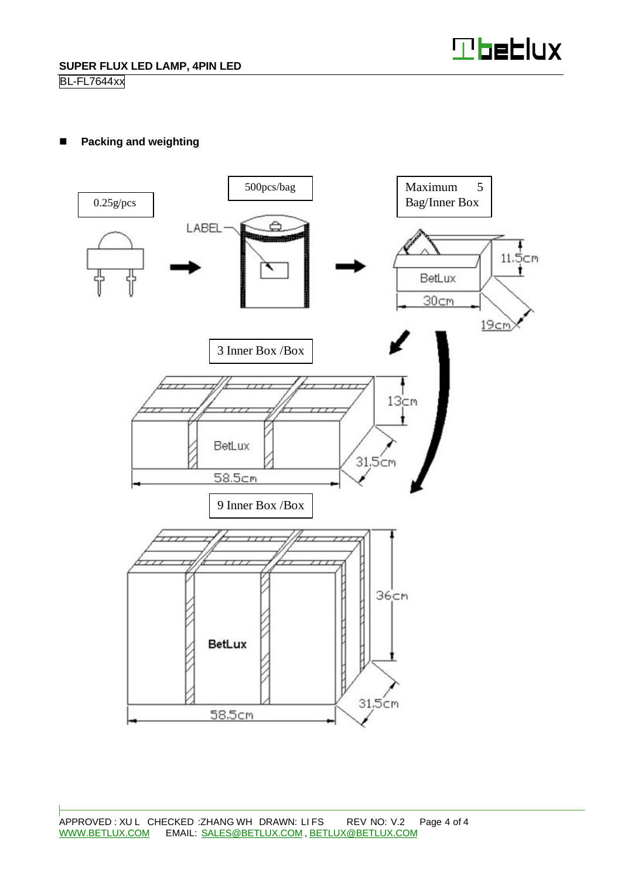## Packing and weighting

0.25g/pcs

500pcs/bag

LABEL

Maximum 5 Bag/Inner Box

BetLux

11.5cm

30cm

19cm

3 Inner Box /Box

13cm

BetLux

31.5cm

58.5cm

9 Inner Box /Box

36cm

BetLux

31.5cm

58.5cm

APPROVED : XU L CHECKED :ZHANG WH DRAWN: LI FS REV NO: V.2

WWW.BETLUX.COM EMAIL: SALES@BETLUX.COM , BETLUX@BETLUX.COM